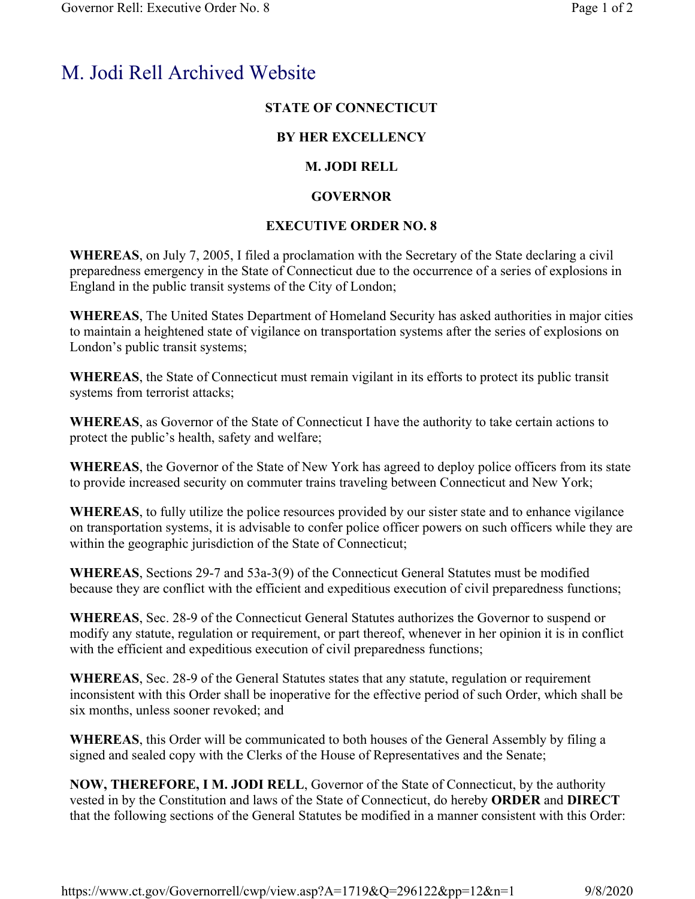# M. Jodi Rell Archived Website

**STATE OF CONNECTICUT**

**BY HER EXCELLENCY**

**M. JODI RELL**

**GOVERNOR**

**EXECUTIVE ORDER NO. 8**

**WHEREAS**, on July 7, 2005, I filed a proclamation with the Secretary of the State declaring a civil preparedness emergency in the State of Connecticut due to the occurrence of a series of explosions in England in the public transit systems of the City of London;

**WHEREAS**, The United States Department of Homeland Security has asked authorities in major cities to maintain a heightened state of vigilance on transportation systems after the series of explosions on London's public transit systems;

**WHEREAS**, the State of Connecticut must remain vigilant in its efforts to protect its public transit systems from terrorist attacks;

**WHEREAS**, as Governor of the State of Connecticut I have the authority to take certain actions to protect the public's health, safety and welfare;

**WHEREAS**, the Governor of the State of New York has agreed to deploy police officers from its state to provide increased security on commuter trains traveling between Connecticut and New York;

**WHEREAS**, to fully utilize the police resources provided by our sister state and to enhance vigilance on transportation systems, it is advisable to confer police officer powers on such officers while they are within the geographic jurisdiction of the State of Connecticut;

**WHEREAS**, Sections 29-7 and 53a-3(9) of the Connecticut General Statutes must be modified because they are conflict with the efficient and expeditious execution of civil preparedness functions;

**WHEREAS**, Sec. 28-9 of the Connecticut General Statutes authorizes the Governor to suspend or modify any statute, regulation or requirement, or part thereof, whenever in her opinion it is in conflict with the efficient and expeditious execution of civil preparedness functions;

**WHEREAS**, Sec. 28-9 of the General Statutes states that any statute, regulation or requirement inconsistent with this Order shall be inoperative for the effective period of such Order, which shall be six months, unless sooner revoked; and

**WHEREAS**, this Order will be communicated to both houses of the General Assembly by filing a signed and sealed copy with the Clerks of the House of Representatives and the Senate;

**NOW, THEREFORE, I M. JODI RELL**, Governor of the State of Connecticut, by the authority vested in by the Constitution and laws of the State of Connecticut, do hereby **ORDER** and **DIRECT** that the following sections of the General Statutes be modified in a manner consistent with this Order: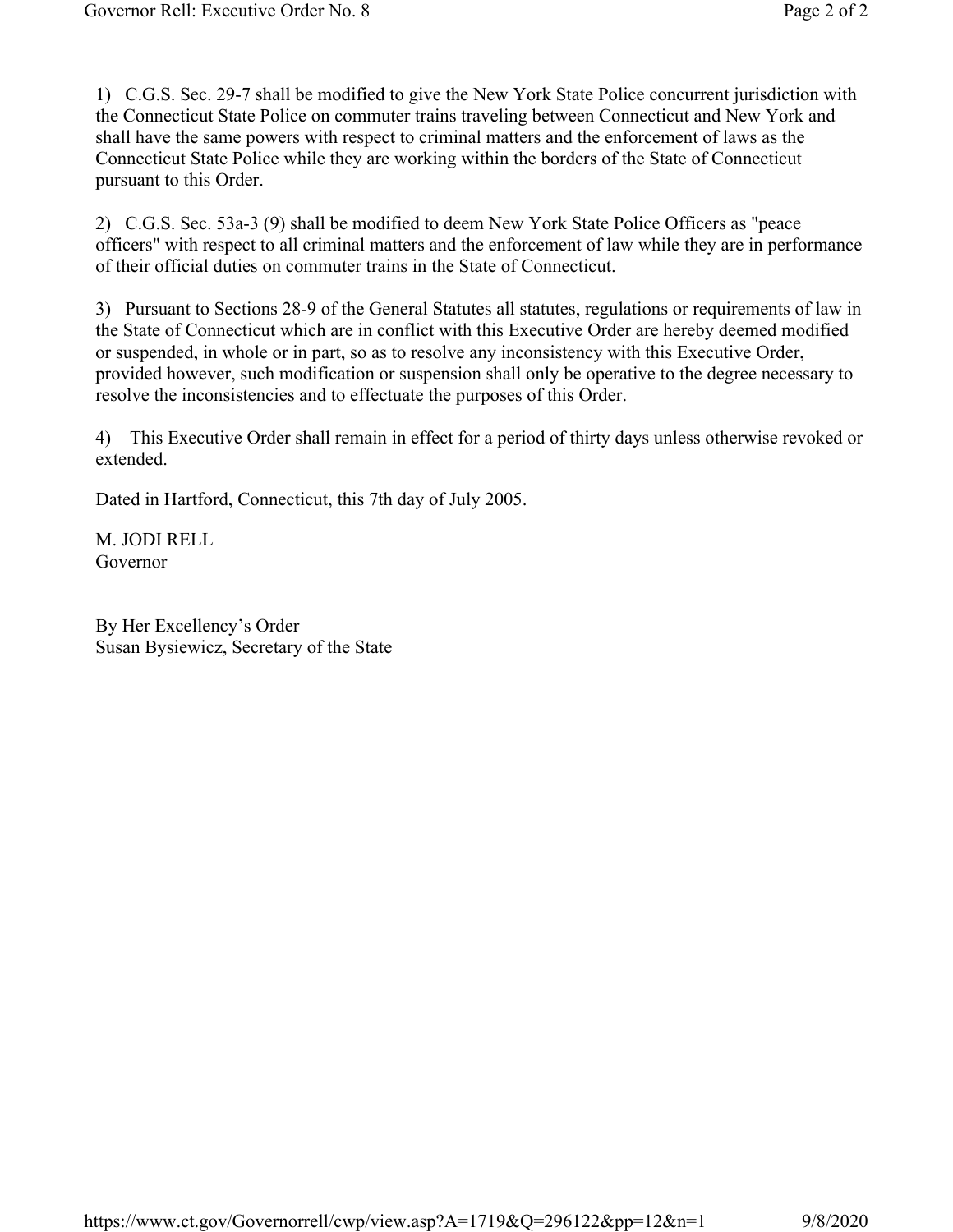1) C.G.S. Sec. 29-7 shall be modified to give the New York State Police concurrent jurisdiction with the Connecticut State Police on commuter trains traveling between Connecticut and New York and shall have the same powers with respect to criminal matters and the enforcement of laws as the Connecticut State Police while they are working within the borders of the State of Connecticut pursuant to this Order.

2) C.G.S. Sec. 53a-3 (9) shall be modified to deem New York State Police Officers as "peace officers" with respect to all criminal matters and the enforcement of law while they are in performance of their official duties on commuter trains in the State of Connecticut.

3) Pursuant to Sections 28-9 of the General Statutes all statutes, regulations or requirements of law in the State of Connecticut which are in conflict with this Executive Order are hereby deemed modified or suspended, in whole or in part, so as to resolve any inconsistency with this Executive Order, provided however, such modification or suspension shall only be operative to the degree necessary to resolve the inconsistencies and to effectuate the purposes of this Order.

4) This Executive Order shall remain in effect for a period of thirty days unless otherwise revoked or extended.

Dated in Hartford, Connecticut, this 7th day of July 2005.

M. JODI RELL
Governor

By Her Excellency's Order
Susan Bysiewicz, Secretary of the State